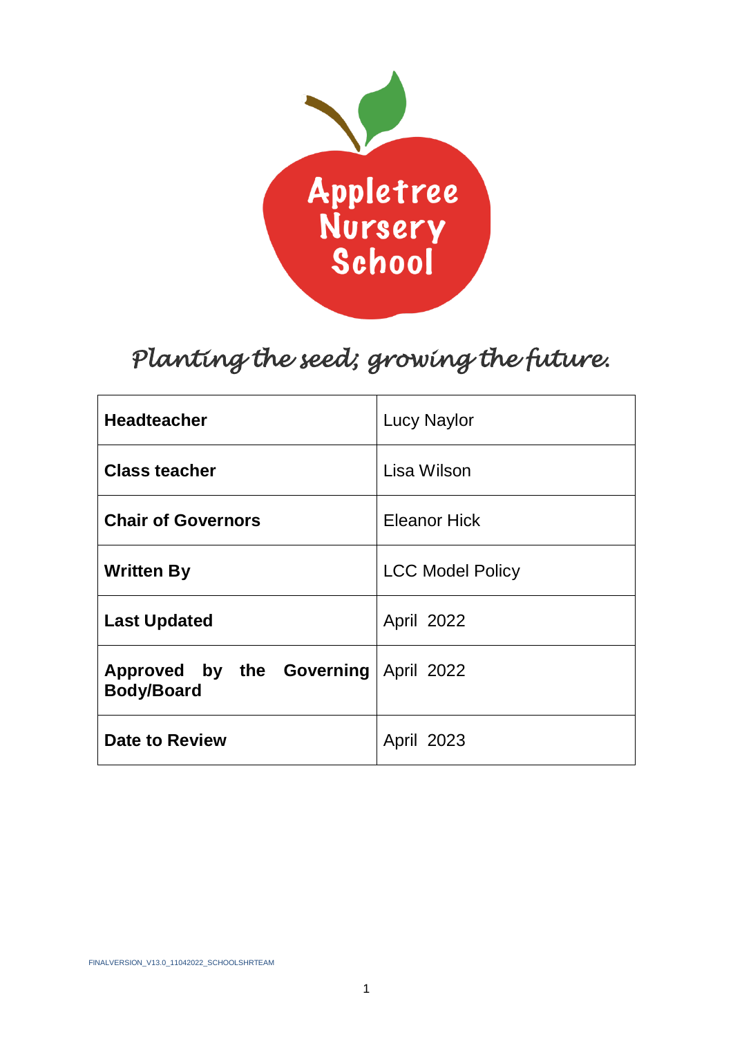# Appletree Nursery School

*Planting the seed; growing the future.*

| | |
|---|---|
| **Headteacher** | Lucy Naylor |
| **Class teacher** | Lisa Wilson |
| **Chair of Governors** | Eleanor Hick |
| **Written By** | LCC Model Policy |
| **Last Updated** | April 2022 |
| **Approved by the Governing Body/Board** | April 2022 |
| **Date to Review** | April 2023 |

FINALVERSION_V13.0_11042022_SCHOOLSHRTEAM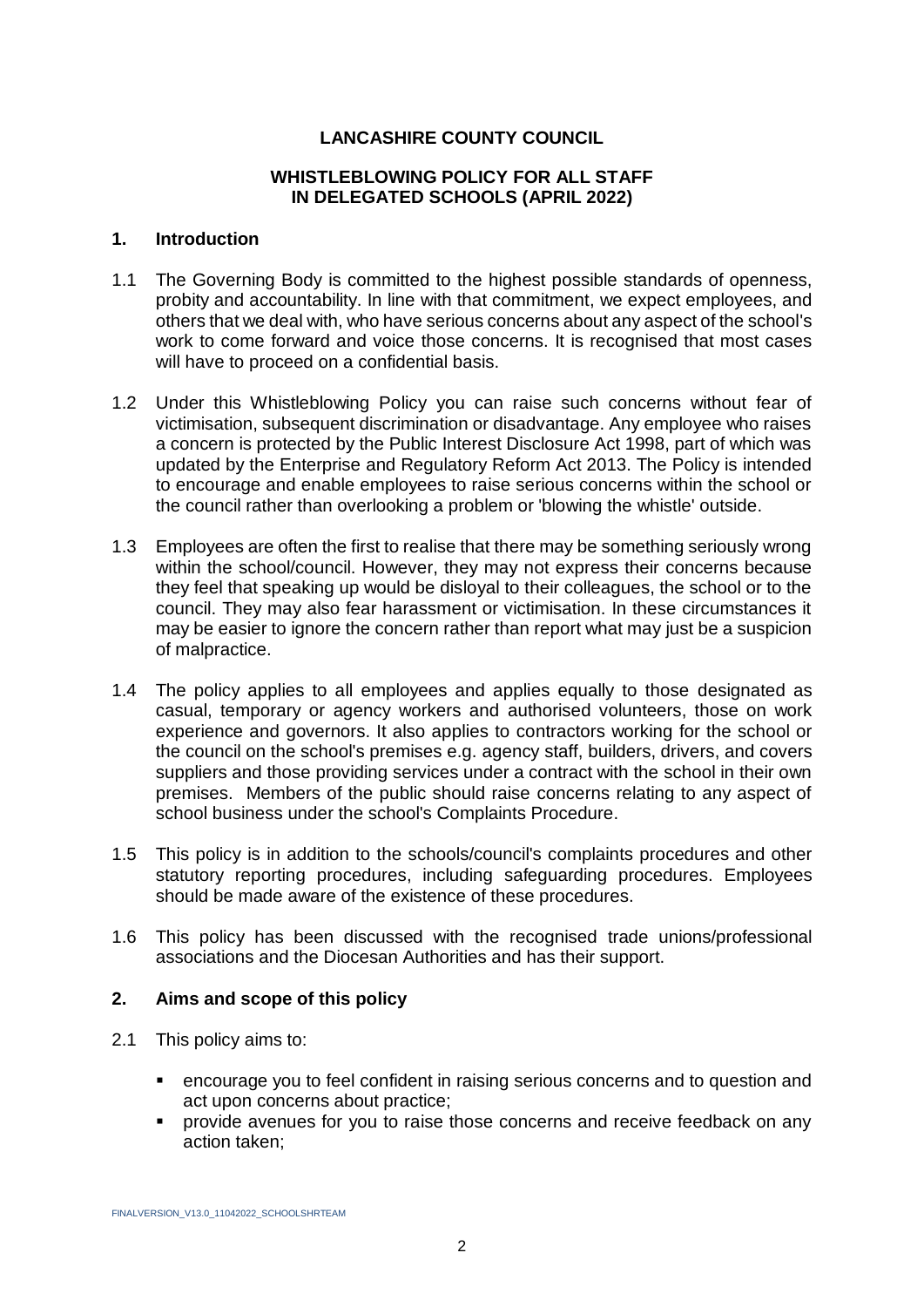**LANCASHIRE COUNTY COUNCIL**

**WHISTLEBLOWING POLICY FOR ALL STAFF IN DELEGATED SCHOOLS (APRIL 2022)**

## 1. Introduction

1.1 The Governing Body is committed to the highest possible standards of openness, probity and accountability. In line with that commitment, we expect employees, and others that we deal with, who have serious concerns about any aspect of the school's work to come forward and voice those concerns. It is recognised that most cases will have to proceed on a confidential basis.

1.2 Under this Whistleblowing Policy you can raise such concerns without fear of victimisation, subsequent discrimination or disadvantage. Any employee who raises a concern is protected by the Public Interest Disclosure Act 1998, part of which was updated by the Enterprise and Regulatory Reform Act 2013. The Policy is intended to encourage and enable employees to raise serious concerns within the school or the council rather than overlooking a problem or 'blowing the whistle' outside.

1.3 Employees are often the first to realise that there may be something seriously wrong within the school/council. However, they may not express their concerns because they feel that speaking up would be disloyal to their colleagues, the school or to the council. They may also fear harassment or victimisation. In these circumstances it may be easier to ignore the concern rather than report what may just be a suspicion of malpractice.

1.4 The policy applies to all employees and applies equally to those designated as casual, temporary or agency workers and authorised volunteers, those on work experience and governors. It also applies to contractors working for the school or the council on the school's premises e.g. agency staff, builders, drivers, and covers suppliers and those providing services under a contract with the school in their own premises. Members of the public should raise concerns relating to any aspect of school business under the school's Complaints Procedure.

1.5 This policy is in addition to the schools/council's complaints procedures and other statutory reporting procedures, including safeguarding procedures. Employees should be made aware of the existence of these procedures.

1.6 This policy has been discussed with the recognised trade unions/professional associations and the Diocesan Authorities and has their support.

## 2. Aims and scope of this policy

2.1 This policy aims to:

- encourage you to feel confident in raising serious concerns and to question and act upon concerns about practice;
- provide avenues for you to raise those concerns and receive feedback on any action taken;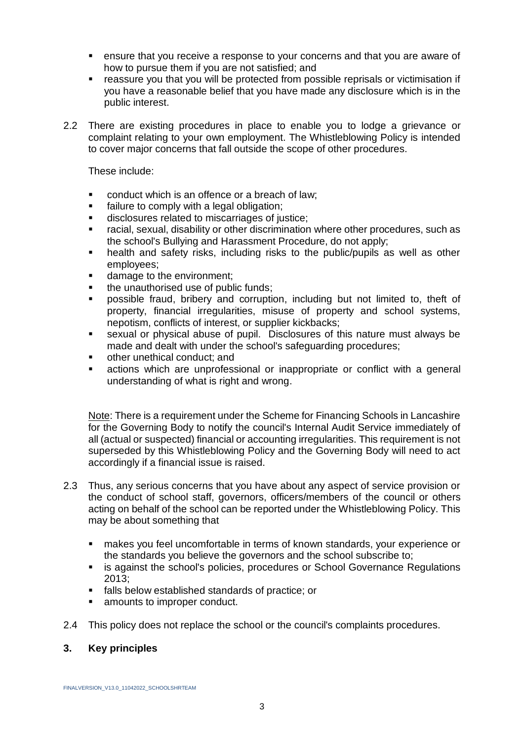- ensure that you receive a response to your concerns and that you are aware of how to pursue them if you are not satisfied; and
- reassure you that you will be protected from possible reprisals or victimisation if you have a reasonable belief that you have made any disclosure which is in the public interest.

2.2 There are existing procedures in place to enable you to lodge a grievance or complaint relating to your own employment. The Whistleblowing Policy is intended to cover major concerns that fall outside the scope of other procedures.

These include:

- conduct which is an offence or a breach of law;
- failure to comply with a legal obligation;
- disclosures related to miscarriages of justice;
- racial, sexual, disability or other discrimination where other procedures, such as the school's Bullying and Harassment Procedure, do not apply;
- health and safety risks, including risks to the public/pupils as well as other employees;
- damage to the environment;
- the unauthorised use of public funds;
- possible fraud, bribery and corruption, including but not limited to, theft of property, financial irregularities, misuse of property and school systems, nepotism, conflicts of interest, or supplier kickbacks;
- sexual or physical abuse of pupil. Disclosures of this nature must always be made and dealt with under the school's safeguarding procedures;
- other unethical conduct; and
- actions which are unprofessional or inappropriate or conflict with a general understanding of what is right and wrong.

Note: There is a requirement under the Scheme for Financing Schools in Lancashire for the Governing Body to notify the council's Internal Audit Service immediately of all (actual or suspected) financial or accounting irregularities. This requirement is not superseded by this Whistleblowing Policy and the Governing Body will need to act accordingly if a financial issue is raised.

2.3 Thus, any serious concerns that you have about any aspect of service provision or the conduct of school staff, governors, officers/members of the council or others acting on behalf of the school can be reported under the Whistleblowing Policy. This may be about something that

- makes you feel uncomfortable in terms of known standards, your experience or the standards you believe the governors and the school subscribe to;
- is against the school's policies, procedures or School Governance Regulations 2013;
- falls below established standards of practice; or
- amounts to improper conduct.

2.4 This policy does not replace the school or the council's complaints procedures.

## 3. Key principles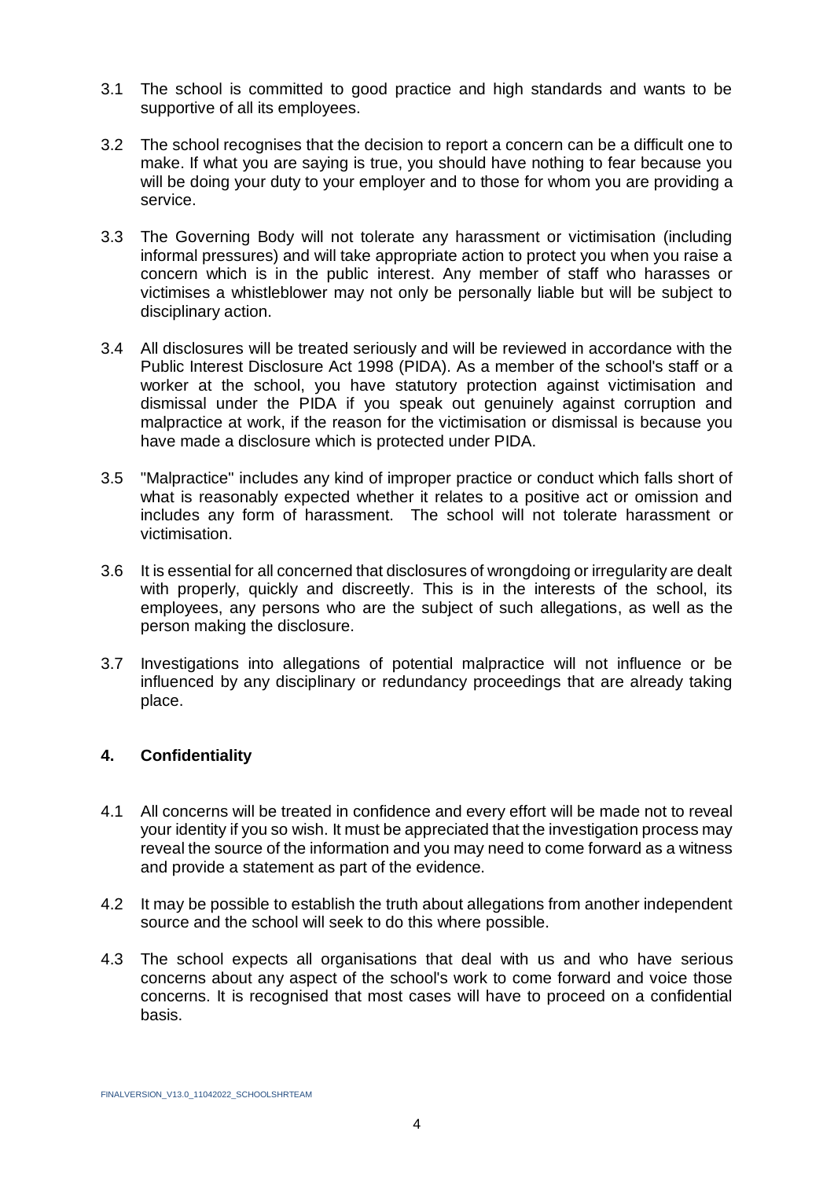3.1 The school is committed to good practice and high standards and wants to be supportive of all its employees.

3.2 The school recognises that the decision to report a concern can be a difficult one to make. If what you are saying is true, you should have nothing to fear because you will be doing your duty to your employer and to those for whom you are providing a service.

3.3 The Governing Body will not tolerate any harassment or victimisation (including informal pressures) and will take appropriate action to protect you when you raise a concern which is in the public interest. Any member of staff who harasses or victimises a whistleblower may not only be personally liable but will be subject to disciplinary action.

3.4 All disclosures will be treated seriously and will be reviewed in accordance with the Public Interest Disclosure Act 1998 (PIDA). As a member of the school's staff or a worker at the school, you have statutory protection against victimisation and dismissal under the PIDA if you speak out genuinely against corruption and malpractice at work, if the reason for the victimisation or dismissal is because you have made a disclosure which is protected under PIDA.

3.5 "Malpractice" includes any kind of improper practice or conduct which falls short of what is reasonably expected whether it relates to a positive act or omission and includes any form of harassment. The school will not tolerate harassment or victimisation.

3.6 It is essential for all concerned that disclosures of wrongdoing or irregularity are dealt with properly, quickly and discreetly. This is in the interests of the school, its employees, any persons who are the subject of such allegations, as well as the person making the disclosure.

3.7 Investigations into allegations of potential malpractice will not influence or be influenced by any disciplinary or redundancy proceedings that are already taking place.

## 4. Confidentiality

4.1 All concerns will be treated in confidence and every effort will be made not to reveal your identity if you so wish. It must be appreciated that the investigation process may reveal the source of the information and you may need to come forward as a witness and provide a statement as part of the evidence.

4.2 It may be possible to establish the truth about allegations from another independent source and the school will seek to do this where possible.

4.3 The school expects all organisations that deal with us and who have serious concerns about any aspect of the school's work to come forward and voice those concerns. It is recognised that most cases will have to proceed on a confidential basis.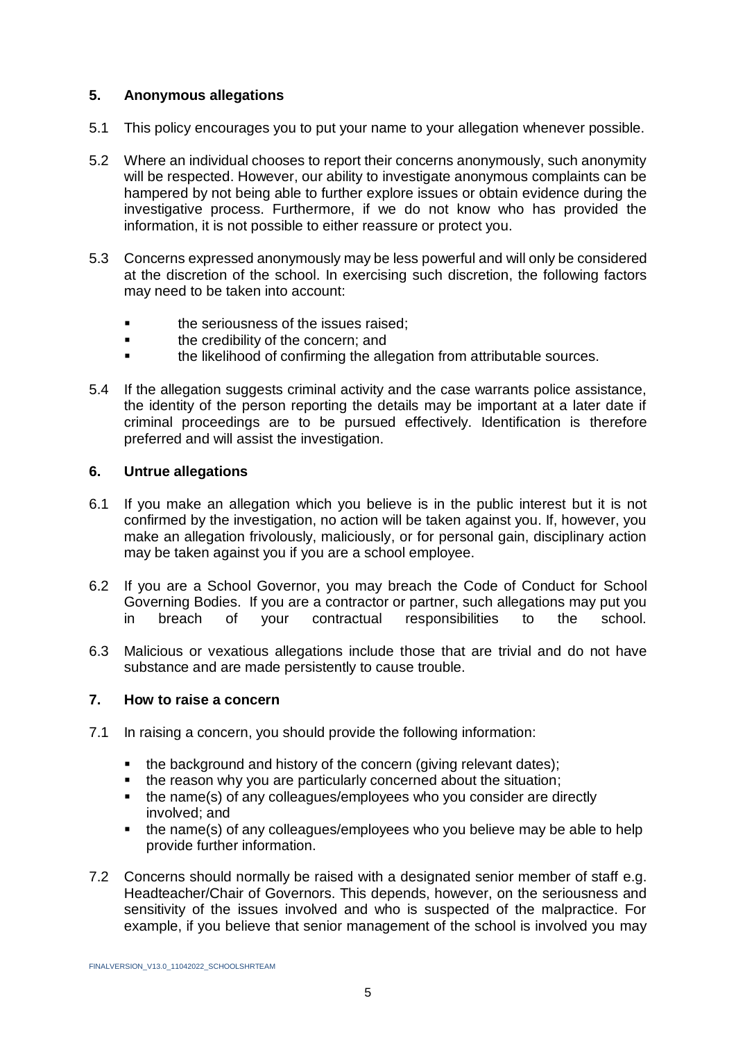## 5. Anonymous allegations

5.1 This policy encourages you to put your name to your allegation whenever possible.

5.2 Where an individual chooses to report their concerns anonymously, such anonymity will be respected. However, our ability to investigate anonymous complaints can be hampered by not being able to further explore issues or obtain evidence during the investigative process. Furthermore, if we do not know who has provided the information, it is not possible to either reassure or protect you.

5.3 Concerns expressed anonymously may be less powerful and will only be considered at the discretion of the school. In exercising such discretion, the following factors may need to be taken into account:

- the seriousness of the issues raised;
- the credibility of the concern; and
- the likelihood of confirming the allegation from attributable sources.

5.4 If the allegation suggests criminal activity and the case warrants police assistance, the identity of the person reporting the details may be important at a later date if criminal proceedings are to be pursued effectively. Identification is therefore preferred and will assist the investigation.

## 6. Untrue allegations

6.1 If you make an allegation which you believe is in the public interest but it is not confirmed by the investigation, no action will be taken against you. If, however, you make an allegation frivolously, maliciously, or for personal gain, disciplinary action may be taken against you if you are a school employee.

6.2 If you are a School Governor, you may breach the Code of Conduct for School Governing Bodies. If you are a contractor or partner, such allegations may put you in breach of your contractual responsibilities to the school.

6.3 Malicious or vexatious allegations include those that are trivial and do not have substance and are made persistently to cause trouble.

## 7. How to raise a concern

7.1 In raising a concern, you should provide the following information:

- the background and history of the concern (giving relevant dates);
- the reason why you are particularly concerned about the situation;
- the name(s) of any colleagues/employees who you consider are directly involved; and
- the name(s) of any colleagues/employees who you believe may be able to help provide further information.

7.2 Concerns should normally be raised with a designated senior member of staff e.g. Headteacher/Chair of Governors. This depends, however, on the seriousness and sensitivity of the issues involved and who is suspected of the malpractice. For example, if you believe that senior management of the school is involved you may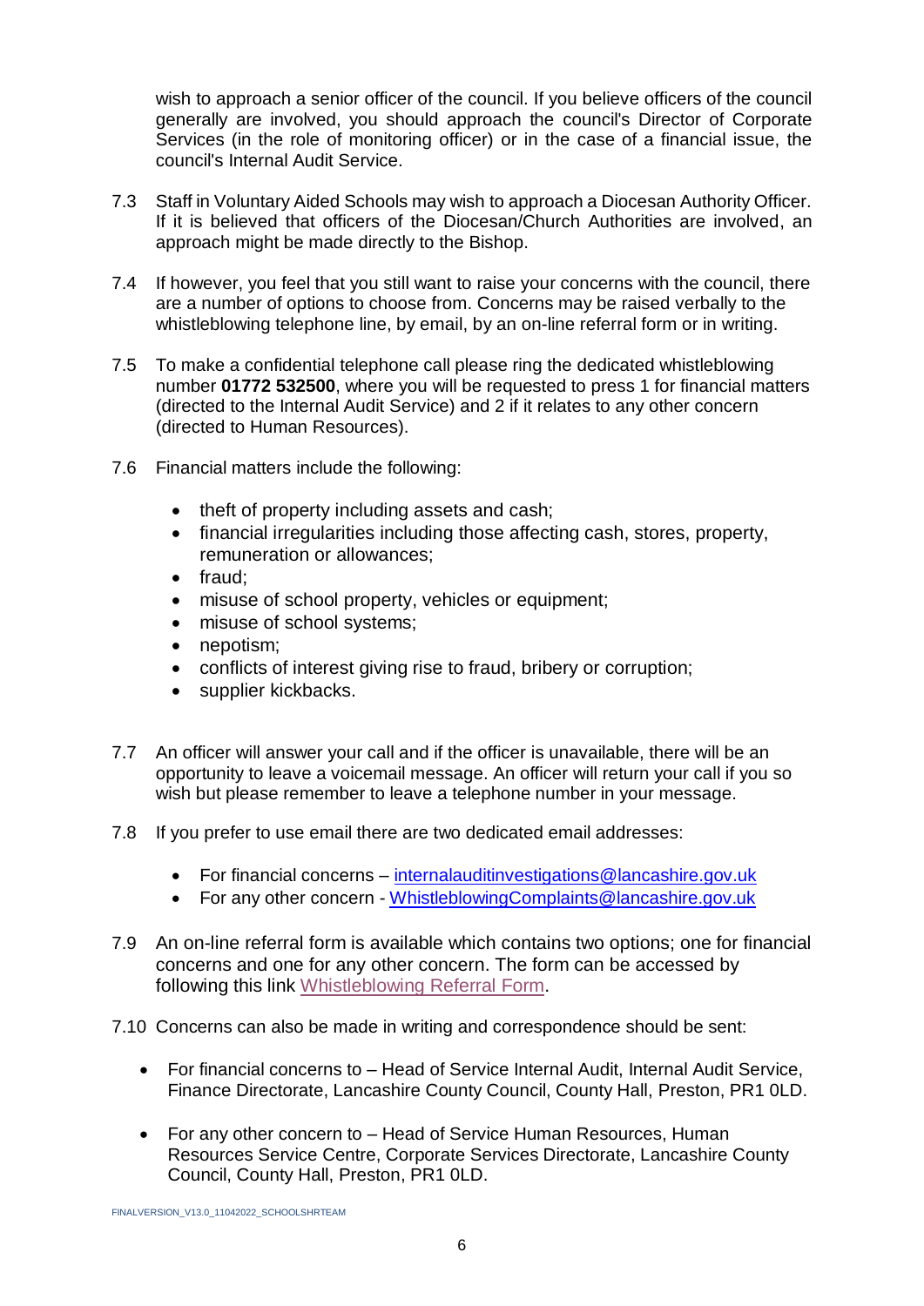wish to approach a senior officer of the council. If you believe officers of the council generally are involved, you should approach the council's Director of Corporate Services (in the role of monitoring officer) or in the case of a financial issue, the council's Internal Audit Service.

7.3 Staff in Voluntary Aided Schools may wish to approach a Diocesan Authority Officer. If it is believed that officers of the Diocesan/Church Authorities are involved, an approach might be made directly to the Bishop.

7.4 If however, you feel that you still want to raise your concerns with the council, there are a number of options to choose from. Concerns may be raised verbally to the whistleblowing telephone line, by email, by an on-line referral form or in writing.

7.5 To make a confidential telephone call please ring the dedicated whistleblowing number **01772 532500**, where you will be requested to press 1 for financial matters (directed to the Internal Audit Service) and 2 if it relates to any other concern (directed to Human Resources).

7.6 Financial matters include the following:

- theft of property including assets and cash;
- financial irregularities including those affecting cash, stores, property, remuneration or allowances;
- fraud;
- misuse of school property, vehicles or equipment;
- misuse of school systems;
- nepotism;
- conflicts of interest giving rise to fraud, bribery or corruption;
- supplier kickbacks.

7.7 An officer will answer your call and if the officer is unavailable, there will be an opportunity to leave a voicemail message. An officer will return your call if you so wish but please remember to leave a telephone number in your message.

7.8 If you prefer to use email there are two dedicated email addresses:

- For financial concerns – internalauditinvestigations@lancashire.gov.uk
- For any other concern - WhistleblowingComplaints@lancashire.gov.uk

7.9 An on-line referral form is available which contains two options; one for financial concerns and one for any other concern. The form can be accessed by following this link Whistleblowing Referral Form.

7.10 Concerns can also be made in writing and correspondence should be sent:

- For financial concerns to – Head of Service Internal Audit, Internal Audit Service, Finance Directorate, Lancashire County Council, County Hall, Preston, PR1 0LD.
- For any other concern to – Head of Service Human Resources, Human Resources Service Centre, Corporate Services Directorate, Lancashire County Council, County Hall, Preston, PR1 0LD.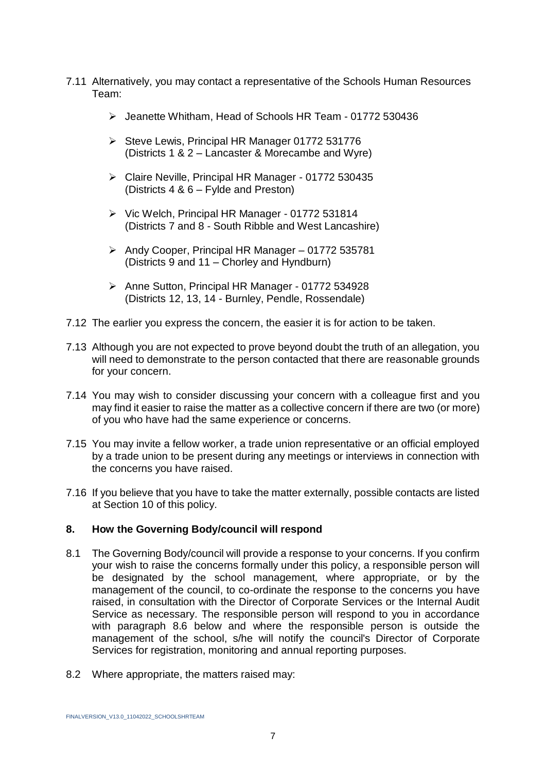7.11 Alternatively, you may contact a representative of the Schools Human Resources Team:

- Jeanette Whitham, Head of Schools HR Team - 01772 530436
- Steve Lewis, Principal HR Manager 01772 531776 (Districts 1 & 2 – Lancaster & Morecambe and Wyre)
- Claire Neville, Principal HR Manager - 01772 530435 (Districts 4 & 6 – Fylde and Preston)
- Vic Welch, Principal HR Manager - 01772 531814 (Districts 7 and 8 - South Ribble and West Lancashire)
- Andy Cooper, Principal HR Manager – 01772 535781 (Districts 9 and 11 – Chorley and Hyndburn)
- Anne Sutton, Principal HR Manager - 01772 534928 (Districts 12, 13, 14 - Burnley, Pendle, Rossendale)

7.12 The earlier you express the concern, the easier it is for action to be taken.

7.13 Although you are not expected to prove beyond doubt the truth of an allegation, you will need to demonstrate to the person contacted that there are reasonable grounds for your concern.

7.14 You may wish to consider discussing your concern with a colleague first and you may find it easier to raise the matter as a collective concern if there are two (or more) of you who have had the same experience or concerns.

7.15 You may invite a fellow worker, a trade union representative or an official employed by a trade union to be present during any meetings or interviews in connection with the concerns you have raised.

7.16 If you believe that you have to take the matter externally, possible contacts are listed at Section 10 of this policy.

## 8. How the Governing Body/council will respond

8.1 The Governing Body/council will provide a response to your concerns. If you confirm your wish to raise the concerns formally under this policy, a responsible person will be designated by the school management, where appropriate, or by the management of the council, to co-ordinate the response to the concerns you have raised, in consultation with the Director of Corporate Services or the Internal Audit Service as necessary. The responsible person will respond to you in accordance with paragraph 8.6 below and where the responsible person is outside the management of the school, s/he will notify the council's Director of Corporate Services for registration, monitoring and annual reporting purposes.

8.2 Where appropriate, the matters raised may: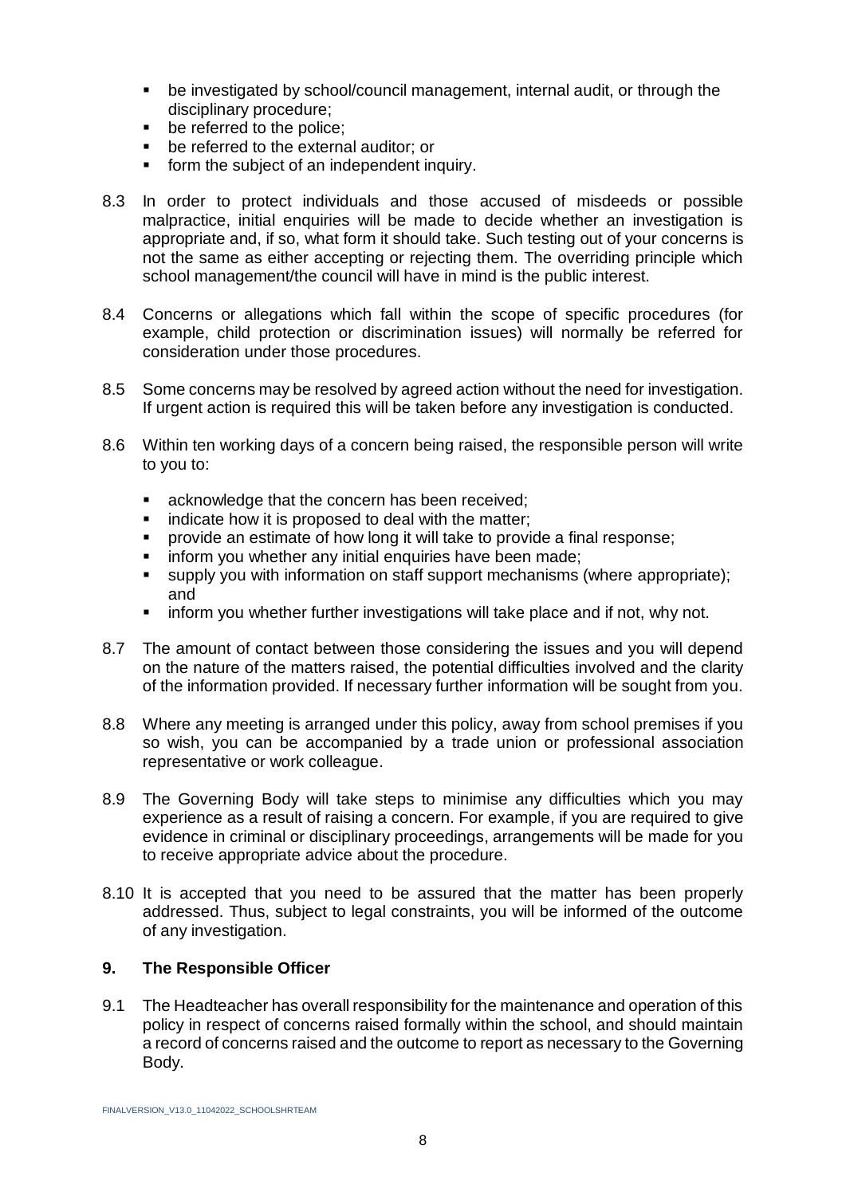- be investigated by school/council management, internal audit, or through the disciplinary procedure;
- be referred to the police;
- be referred to the external auditor; or
- form the subject of an independent inquiry.

8.3 In order to protect individuals and those accused of misdeeds or possible malpractice, initial enquiries will be made to decide whether an investigation is appropriate and, if so, what form it should take. Such testing out of your concerns is not the same as either accepting or rejecting them. The overriding principle which school management/the council will have in mind is the public interest.

8.4 Concerns or allegations which fall within the scope of specific procedures (for example, child protection or discrimination issues) will normally be referred for consideration under those procedures.

8.5 Some concerns may be resolved by agreed action without the need for investigation. If urgent action is required this will be taken before any investigation is conducted.

8.6 Within ten working days of a concern being raised, the responsible person will write to you to:

- acknowledge that the concern has been received;
- indicate how it is proposed to deal with the matter;
- provide an estimate of how long it will take to provide a final response;
- inform you whether any initial enquiries have been made;
- supply you with information on staff support mechanisms (where appropriate); and
- inform you whether further investigations will take place and if not, why not.

8.7 The amount of contact between those considering the issues and you will depend on the nature of the matters raised, the potential difficulties involved and the clarity of the information provided. If necessary further information will be sought from you.

8.8 Where any meeting is arranged under this policy, away from school premises if you so wish, you can be accompanied by a trade union or professional association representative or work colleague.

8.9 The Governing Body will take steps to minimise any difficulties which you may experience as a result of raising a concern. For example, if you are required to give evidence in criminal or disciplinary proceedings, arrangements will be made for you to receive appropriate advice about the procedure.

8.10 It is accepted that you need to be assured that the matter has been properly addressed. Thus, subject to legal constraints, you will be informed of the outcome of any investigation.

## 9. The Responsible Officer

9.1 The Headteacher has overall responsibility for the maintenance and operation of this policy in respect of concerns raised formally within the school, and should maintain a record of concerns raised and the outcome to report as necessary to the Governing Body.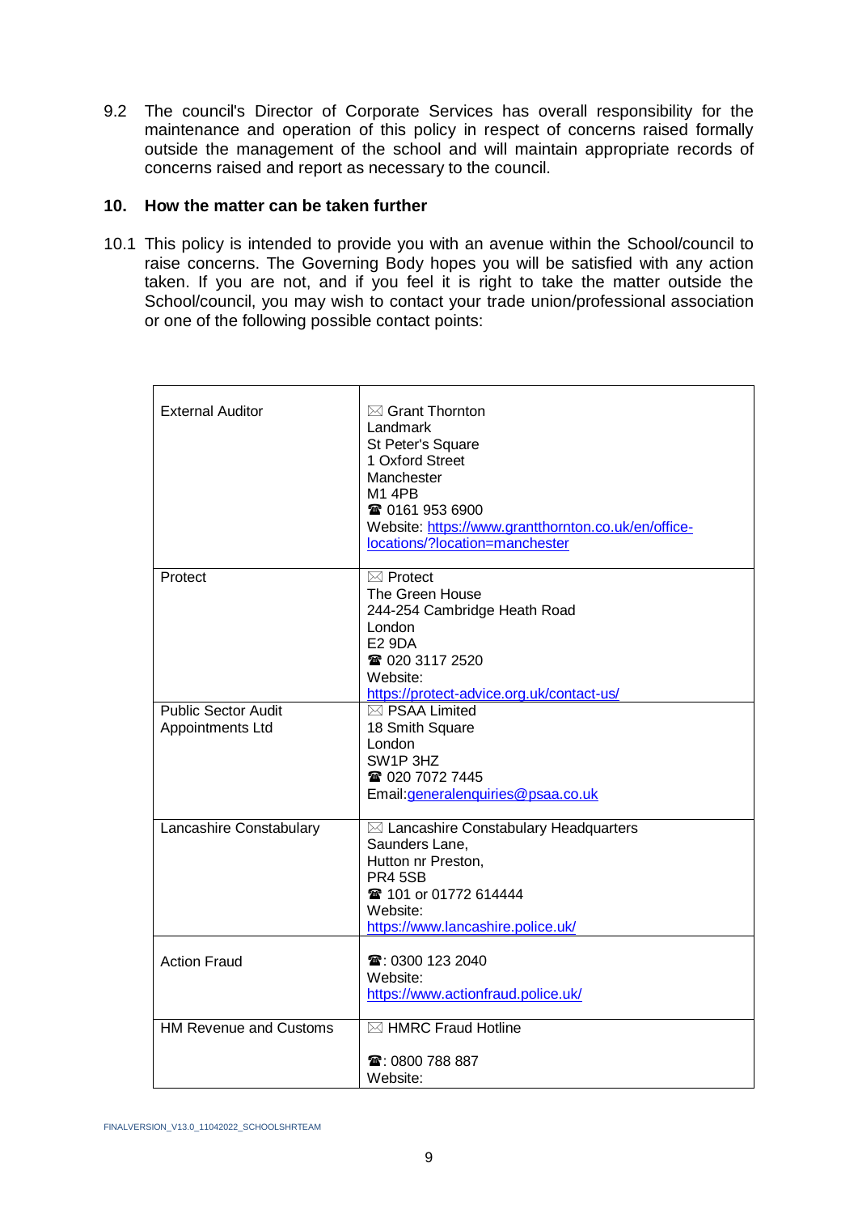9.2 The council's Director of Corporate Services has overall responsibility for the maintenance and operation of this policy in respect of concerns raised formally outside the management of the school and will maintain appropriate records of concerns raised and report as necessary to the council.

## 10. How the matter can be taken further

10.1 This policy is intended to provide you with an avenue within the School/council to raise concerns. The Governing Body hopes you will be satisfied with any action taken. If you are not, and if you feel it is right to take the matter outside the School/council, you may wish to contact your trade union/professional association or one of the following possible contact points:

| | |
|---|---|
| External Auditor | ✉ Grant Thornton<br>Landmark<br>St Peter's Square<br>1 Oxford Street<br>Manchester<br>M1 4PB<br>☎ 0161 953 6900<br>Website: https://www.grantthornton.co.uk/en/office-locations/?location=manchester |
| Protect | ✉ Protect<br>The Green House<br>244-254 Cambridge Heath Road<br>London<br>E2 9DA<br>☎ 020 3117 2520<br>Website:<br>https://protect-advice.org.uk/contact-us/ |
| Public Sector Audit Appointments Ltd | ✉ PSAA Limited<br>18 Smith Square<br>London<br>SW1P 3HZ<br>☎ 020 7072 7445<br>Email:generalenquiries@psaa.co.uk |
| Lancashire Constabulary | ✉ Lancashire Constabulary Headquarters<br>Saunders Lane,<br>Hutton nr Preston,<br>PR4 5SB<br>☎ 101 or 01772 614444<br>Website:<br>https://www.lancashire.police.uk/ |
| Action Fraud | ☎: 0300 123 2040<br>Website:<br>https://www.actionfraud.police.uk/ |
| HM Revenue and Customs | ✉ HMRC Fraud Hotline<br><br>☎: 0800 788 887<br>Website: |

FINALVERSION_V13.0_11042022_SCHOOLSHRTEAM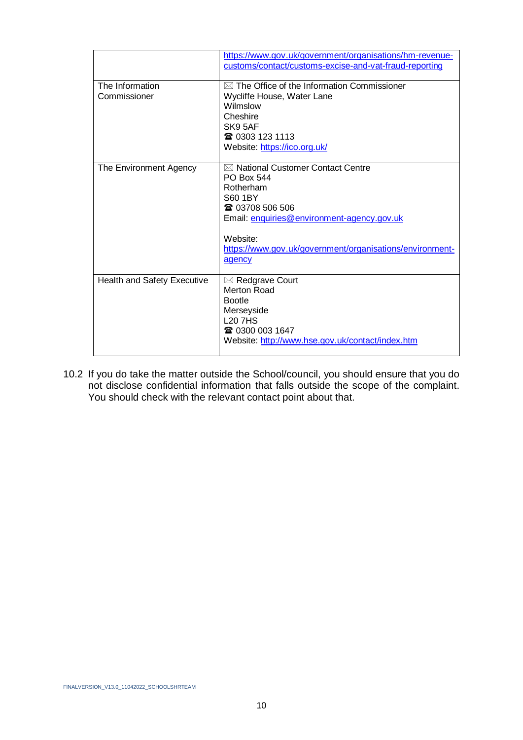| | |
|---|---|
| | https://www.gov.uk/government/organisations/hm-revenue-customs/contact/customs-excise-and-vat-fraud-reporting |
| The Information Commissioner | ✉ The Office of the Information Commissioner<br>Wycliffe House, Water Lane<br>Wilmslow<br>Cheshire<br>SK9 5AF<br>☎ 0303 123 1113<br>Website: https://ico.org.uk/ |
| The Environment Agency | ✉ National Customer Contact Centre<br>PO Box 544<br>Rotherham<br>S60 1BY<br>☎ 03708 506 506<br>Email: enquiries@environment-agency.gov.uk<br><br>Website:<br>https://www.gov.uk/government/organisations/environment-agency |
| Health and Safety Executive | ✉ Redgrave Court<br>Merton Road<br>Bootle<br>Merseyside<br>L20 7HS<br>☎ 0300 003 1647<br>Website: http://www.hse.gov.uk/contact/index.htm |

10.2 If you do take the matter outside the School/council, you should ensure that you do not disclose confidential information that falls outside the scope of the complaint. You should check with the relevant contact point about that.

FINALVERSION_V13.0_11042022_SCHOOLSHRTEAM